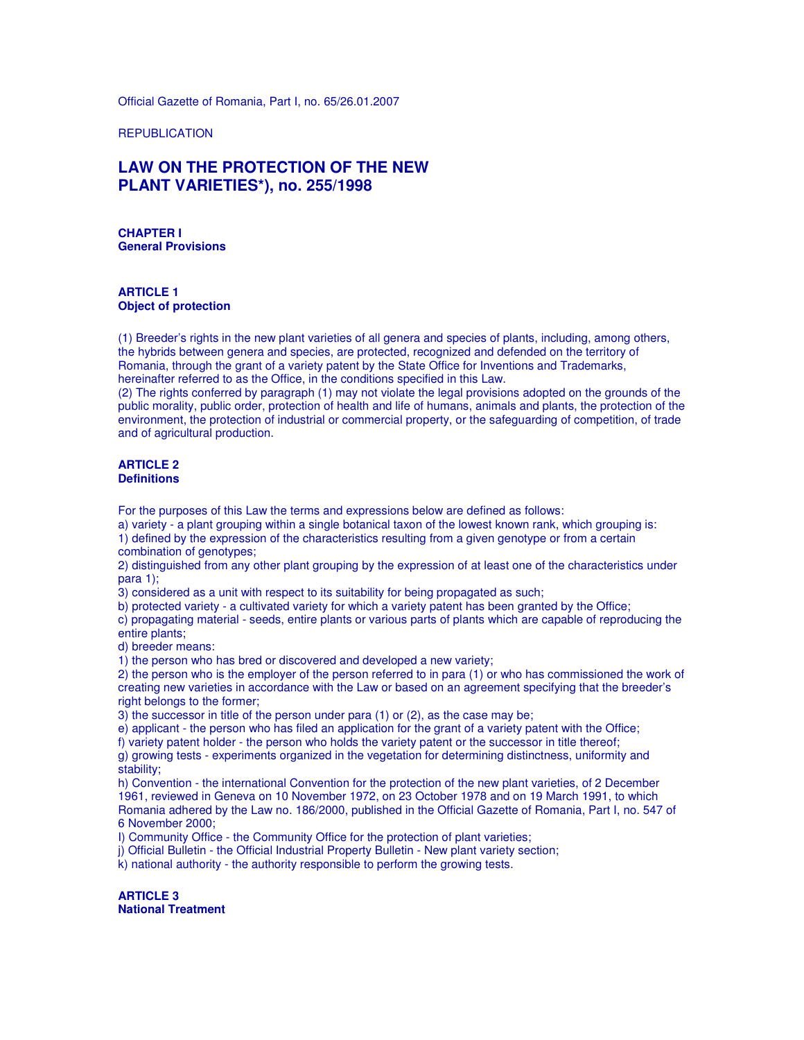Official Gazette of Romania, Part I, no. 65/26.01.2007

REPUBLICATION

# LAW ON THE PROTECTION OF THE NEW PLANT VARIETIES*), no. 255/1998

## CHAPTER I
## General Provisions

### ARTICLE 1
### Object of protection

(1) Breeder's rights in the new plant varieties of all genera and species of plants, including, among others, the hybrids between genera and species, are protected, recognized and defended on the territory of Romania, through the grant of a variety patent by the State Office for Inventions and Trademarks, hereinafter referred to as the Office, in the conditions specified in this Law.
(2) The rights conferred by paragraph (1) may not violate the legal provisions adopted on the grounds of the public morality, public order, protection of health and life of humans, animals and plants, the protection of the environment, the protection of industrial or commercial property, or the safeguarding of competition, of trade and of agricultural production.

### ARTICLE 2
### Definitions

For the purposes of this Law the terms and expressions below are defined as follows:
a) variety - a plant grouping within a single botanical taxon of the lowest known rank, which grouping is:
1) defined by the expression of the characteristics resulting from a given genotype or from a certain combination of genotypes;
2) distinguished from any other plant grouping by the expression of at least one of the characteristics under para 1);
3) considered as a unit with respect to its suitability for being propagated as such;
b) protected variety - a cultivated variety for which a variety patent has been granted by the Office;
c) propagating material - seeds, entire plants or various parts of plants which are capable of reproducing the entire plants;
d) breeder means:
1) the person who has bred or discovered and developed a new variety;
2) the person who is the employer of the person referred to in para (1) or who has commissioned the work of creating new varieties in accordance with the Law or based on an agreement specifying that the breeder's right belongs to the former;
3) the successor in title of the person under para (1) or (2), as the case may be;
e) applicant - the person who has filed an application for the grant of a variety patent with the Office;
f) variety patent holder - the person who holds the variety patent or the successor in title thereof;
g) growing tests - experiments organized in the vegetation for determining distinctness, uniformity and stability;
h) Convention - the international Convention for the protection of the new plant varieties, of 2 December 1961, reviewed in Geneva on 10 November 1972, on 23 October 1978 and on 19 March 1991, to which Romania adhered by the Law no. 186/2000, published in the Official Gazette of Romania, Part I, no. 547 of 6 November 2000;
I) Community Office - the Community Office for the protection of plant varieties;
j) Official Bulletin - the Official Industrial Property Bulletin - New plant variety section;
k) national authority - the authority responsible to perform the growing tests.

### ARTICLE 3
### National Treatment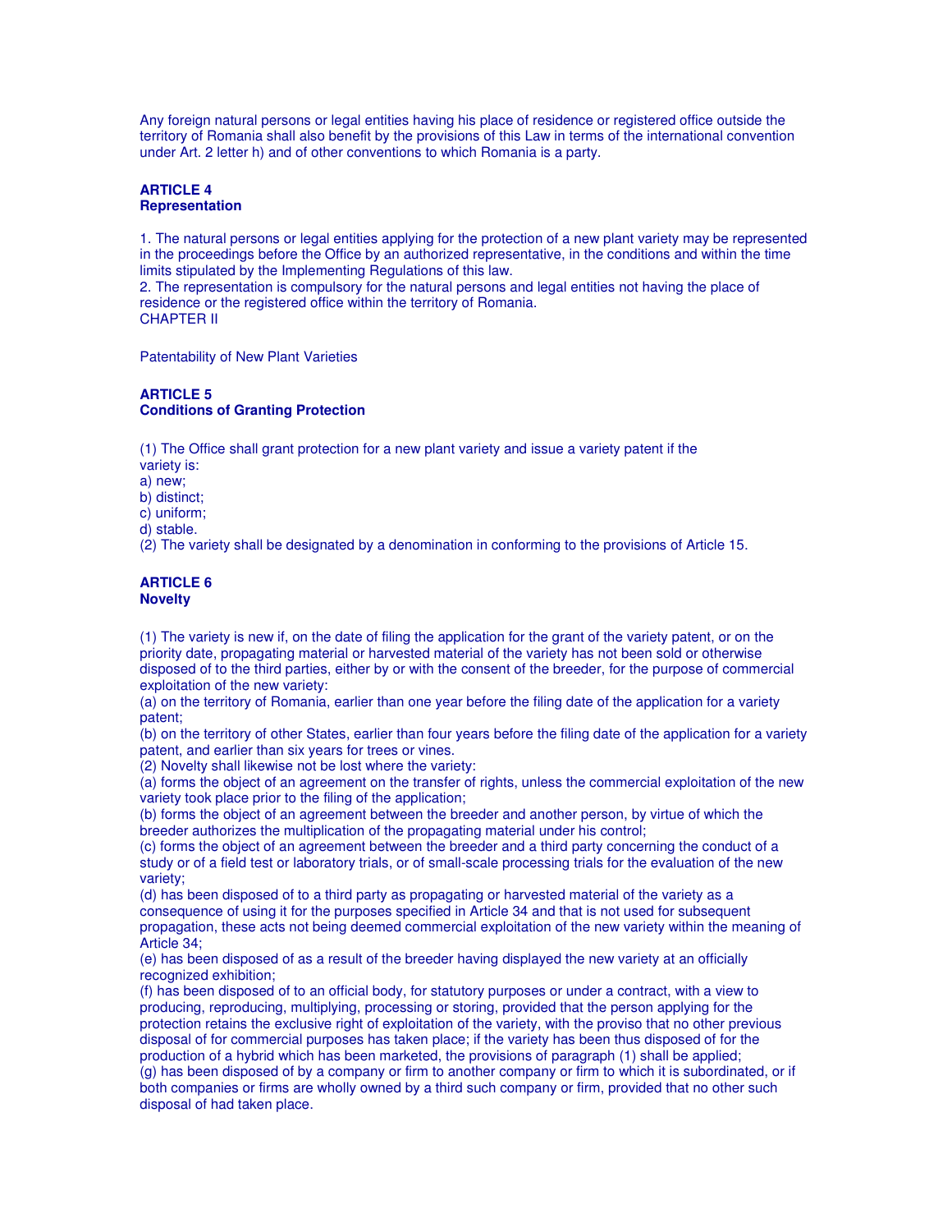Any foreign natural persons or legal entities having his place of residence or registered office outside the territory of Romania shall also benefit by the provisions of this Law in terms of the international convention under Art. 2 letter h) and of other conventions to which Romania is a party.

**ARTICLE 4**
**Representation**

1. The natural persons or legal entities applying for the protection of a new plant variety may be represented in the proceedings before the Office by an authorized representative, in the conditions and within the time limits stipulated by the Implementing Regulations of this law.
2. The representation is compulsory for the natural persons and legal entities not having the place of residence or the registered office within the territory of Romania.

CHAPTER II

Patentability of New Plant Varieties

**ARTICLE 5**
**Conditions of Granting Protection**

(1) The Office shall grant protection for a new plant variety and issue a variety patent if the variety is:
a) new;
b) distinct;
c) uniform;
d) stable.
(2) The variety shall be designated by a denomination in conforming to the provisions of Article 15.

**ARTICLE 6**
**Novelty**

(1) The variety is new if, on the date of filing the application for the grant of the variety patent, or on the priority date, propagating material or harvested material of the variety has not been sold or otherwise disposed of to the third parties, either by or with the consent of the breeder, for the purpose of commercial exploitation of the new variety:
(a) on the territory of Romania, earlier than one year before the filing date of the application for a variety patent;
(b) on the territory of other States, earlier than four years before the filing date of the application for a variety patent, and earlier than six years for trees or vines.
(2) Novelty shall likewise not be lost where the variety:
(a) forms the object of an agreement on the transfer of rights, unless the commercial exploitation of the new variety took place prior to the filing of the application;
(b) forms the object of an agreement between the breeder and another person, by virtue of which the breeder authorizes the multiplication of the propagating material under his control;
(c) forms the object of an agreement between the breeder and a third party concerning the conduct of a study or of a field test or laboratory trials, or of small-scale processing trials for the evaluation of the new variety;
(d) has been disposed of to a third party as propagating or harvested material of the variety as a consequence of using it for the purposes specified in Article 34 and that is not used for subsequent propagation, these acts not being deemed commercial exploitation of the new variety within the meaning of Article 34;
(e) has been disposed of as a result of the breeder having displayed the new variety at an officially recognized exhibition;
(f) has been disposed of to an official body, for statutory purposes or under a contract, with a view to producing, reproducing, multiplying, processing or storing, provided that the person applying for the protection retains the exclusive right of exploitation of the variety, with the proviso that no other previous disposal of for commercial purposes has taken place; if the variety has been thus disposed of for the production of a hybrid which has been marketed, the provisions of paragraph (1) shall be applied;
(g) has been disposed of by a company or firm to another company or firm to which it is subordinated, or if both companies or firms are wholly owned by a third such company or firm, provided that no other such disposal of had taken place.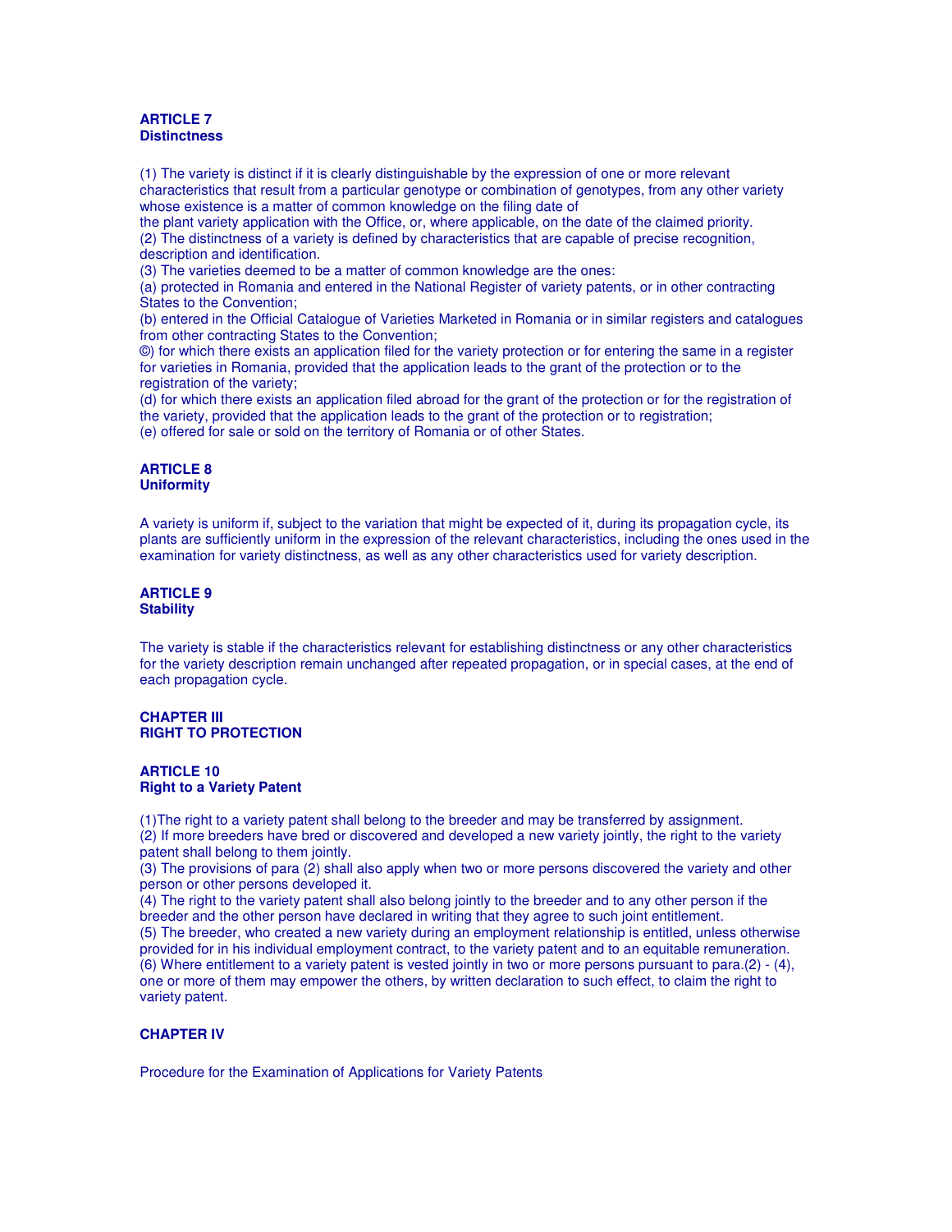### ARTICLE 7
### Distinctness

(1) The variety is distinct if it is clearly distinguishable by the expression of one or more relevant characteristics that result from a particular genotype or combination of genotypes, from any other variety whose existence is a matter of common knowledge on the filing date of the plant variety application with the Office, or, where applicable, on the date of the claimed priority.
(2) The distinctness of a variety is defined by characteristics that are capable of precise recognition, description and identification.
(3) The varieties deemed to be a matter of common knowledge are the ones:
(a) protected in Romania and entered in the National Register of variety patents, or in other contracting States to the Convention;
(b) entered in the Official Catalogue of Varieties Marketed in Romania or in similar registers and catalogues from other contracting States to the Convention;
©) for which there exists an application filed for the variety protection or for entering the same in a register for varieties in Romania, provided that the application leads to the grant of the protection or to the registration of the variety;
(d) for which there exists an application filed abroad for the grant of the protection or for the registration of the variety, provided that the application leads to the grant of the protection or to registration;
(e) offered for sale or sold on the territory of Romania or of other States.

### ARTICLE 8
### Uniformity

A variety is uniform if, subject to the variation that might be expected of it, during its propagation cycle, its plants are sufficiently uniform in the expression of the relevant characteristics, including the ones used in the examination for variety distinctness, as well as any other characteristics used for variety description.

### ARTICLE 9
### Stability

The variety is stable if the characteristics relevant for establishing distinctness or any other characteristics for the variety description remain unchanged after repeated propagation, or in special cases, at the end of each propagation cycle.

## CHAPTER III
## RIGHT TO PROTECTION

### ARTICLE 10
### Right to a Variety Patent

(1)The right to a variety patent shall belong to the breeder and may be transferred by assignment.
(2) If more breeders have bred or discovered and developed a new variety jointly, the right to the variety patent shall belong to them jointly.
(3) The provisions of para (2) shall also apply when two or more persons discovered the variety and other person or other persons developed it.
(4) The right to the variety patent shall also belong jointly to the breeder and to any other person if the breeder and the other person have declared in writing that they agree to such joint entitlement.
(5) The breeder, who created a new variety during an employment relationship is entitled, unless otherwise provided for in his individual employment contract, to the variety patent and to an equitable remuneration.
(6) Where entitlement to a variety patent is vested jointly in two or more persons pursuant to para.(2) - (4), one or more of them may empower the others, by written declaration to such effect, to claim the right to variety patent.

## CHAPTER IV

Procedure for the Examination of Applications for Variety Patents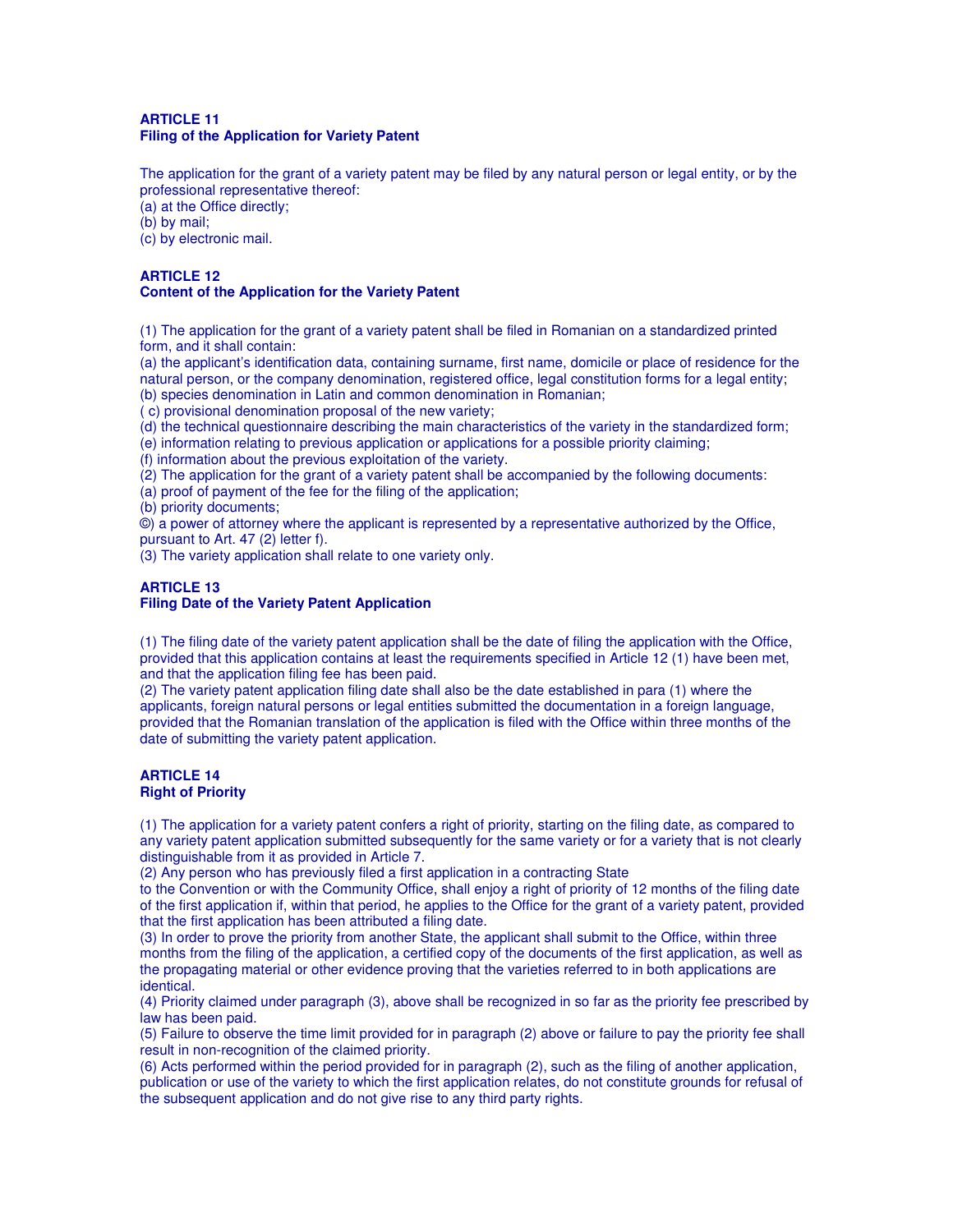**ARTICLE 11**
**Filing of the Application for Variety Patent**

The application for the grant of a variety patent may be filed by any natural person or legal entity, or by the professional representative thereof:
(a) at the Office directly;
(b) by mail;
(c) by electronic mail.

**ARTICLE 12**
**Content of the Application for the Variety Patent**

(1) The application for the grant of a variety patent shall be filed in Romanian on a standardized printed form, and it shall contain:
(a) the applicant's identification data, containing surname, first name, domicile or place of residence for the natural person, or the company denomination, registered office, legal constitution forms for a legal entity;
(b) species denomination in Latin and common denomination in Romanian;
( c) provisional denomination proposal of the new variety;
(d) the technical questionnaire describing the main characteristics of the variety in the standardized form;
(e) information relating to previous application or applications for a possible priority claiming;
(f) information about the previous exploitation of the variety.
(2) The application for the grant of a variety patent shall be accompanied by the following documents:
(a) proof of payment of the fee for the filing of the application;
(b) priority documents;
©) a power of attorney where the applicant is represented by a representative authorized by the Office, pursuant to Art. 47 (2) letter f).
(3) The variety application shall relate to one variety only.

**ARTICLE 13**
**Filing Date of the Variety Patent Application**

(1) The filing date of the variety patent application shall be the date of filing the application with the Office, provided that this application contains at least the requirements specified in Article 12 (1) have been met, and that the application filing fee has been paid.
(2) The variety patent application filing date shall also be the date established in para (1) where the applicants, foreign natural persons or legal entities submitted the documentation in a foreign language, provided that the Romanian translation of the application is filed with the Office within three months of the date of submitting the variety patent application.

**ARTICLE 14**
**Right of Priority**

(1) The application for a variety patent confers a right of priority, starting on the filing date, as compared to any variety patent application submitted subsequently for the same variety or for a variety that is not clearly distinguishable from it as provided in Article 7.
(2) Any person who has previously filed a first application in a contracting State to the Convention or with the Community Office, shall enjoy a right of priority of 12 months of the filing date of the first application if, within that period, he applies to the Office for the grant of a variety patent, provided that the first application has been attributed a filing date.
(3) In order to prove the priority from another State, the applicant shall submit to the Office, within three months from the filing of the application, a certified copy of the documents of the first application, as well as the propagating material or other evidence proving that the varieties referred to in both applications are identical.
(4) Priority claimed under paragraph (3), above shall be recognized in so far as the priority fee prescribed by law has been paid.
(5) Failure to observe the time limit provided for in paragraph (2) above or failure to pay the priority fee shall result in non-recognition of the claimed priority.
(6) Acts performed within the period provided for in paragraph (2), such as the filing of another application, publication or use of the variety to which the first application relates, do not constitute grounds for refusal of the subsequent application and do not give rise to any third party rights.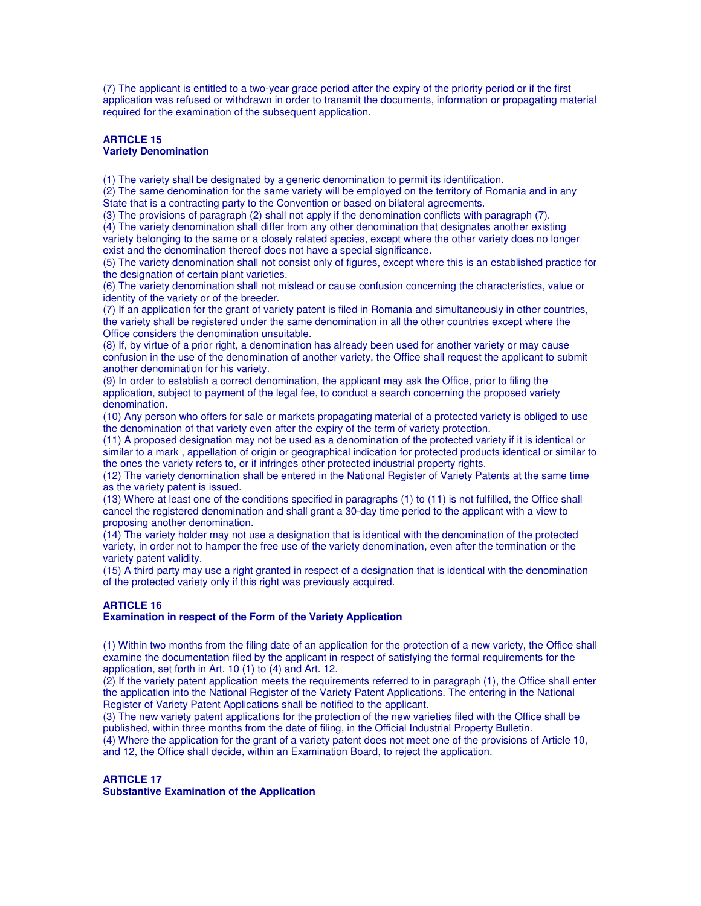(7) The applicant is entitled to a two-year grace period after the expiry of the priority period or if the first application was refused or withdrawn in order to transmit the documents, information or propagating material required for the examination of the subsequent application.

### ARTICLE 15
### Variety Denomination

(1) The variety shall be designated by a generic denomination to permit its identification.
(2) The same denomination for the same variety will be employed on the territory of Romania and in any State that is a contracting party to the Convention or based on bilateral agreements.
(3) The provisions of paragraph (2) shall not apply if the denomination conflicts with paragraph (7).
(4) The variety denomination shall differ from any other denomination that designates another existing variety belonging to the same or a closely related species, except where the other variety does no longer exist and the denomination thereof does not have a special significance.
(5) The variety denomination shall not consist only of figures, except where this is an established practice for the designation of certain plant varieties.
(6) The variety denomination shall not mislead or cause confusion concerning the characteristics, value or identity of the variety or of the breeder.
(7) If an application for the grant of variety patent is filed in Romania and simultaneously in other countries, the variety shall be registered under the same denomination in all the other countries except where the Office considers the denomination unsuitable.
(8) If, by virtue of a prior right, a denomination has already been used for another variety or may cause confusion in the use of the denomination of another variety, the Office shall request the applicant to submit another denomination for his variety.
(9) In order to establish a correct denomination, the applicant may ask the Office, prior to filing the application, subject to payment of the legal fee, to conduct a search concerning the proposed variety denomination.
(10) Any person who offers for sale or markets propagating material of a protected variety is obliged to use the denomination of that variety even after the expiry of the term of variety protection.
(11) A proposed designation may not be used as a denomination of the protected variety if it is identical or similar to a mark , appellation of origin or geographical indication for protected products identical or similar to the ones the variety refers to, or if infringes other protected industrial property rights.
(12) The variety denomination shall be entered in the National Register of Variety Patents at the same time as the variety patent is issued.
(13) Where at least one of the conditions specified in paragraphs (1) to (11) is not fulfilled, the Office shall cancel the registered denomination and shall grant a 30-day time period to the applicant with a view to proposing another denomination.
(14) The variety holder may not use a designation that is identical with the denomination of the protected variety, in order not to hamper the free use of the variety denomination, even after the termination or the variety patent validity.
(15) A third party may use a right granted in respect of a designation that is identical with the denomination of the protected variety only if this right was previously acquired.

### ARTICLE 16
### Examination in respect of the Form of the Variety Application

(1) Within two months from the filing date of an application for the protection of a new variety, the Office shall examine the documentation filed by the applicant in respect of satisfying the formal requirements for the application, set forth in Art. 10 (1) to (4) and Art. 12.
(2) If the variety patent application meets the requirements referred to in paragraph (1), the Office shall enter the application into the National Register of the Variety Patent Applications. The entering in the National Register of Variety Patent Applications shall be notified to the applicant.
(3) The new variety patent applications for the protection of the new varieties filed with the Office shall be published, within three months from the date of filing, in the Official Industrial Property Bulletin.
(4) Where the application for the grant of a variety patent does not meet one of the provisions of Article 10, and 12, the Office shall decide, within an Examination Board, to reject the application.

### ARTICLE 17
### Substantive Examination of the Application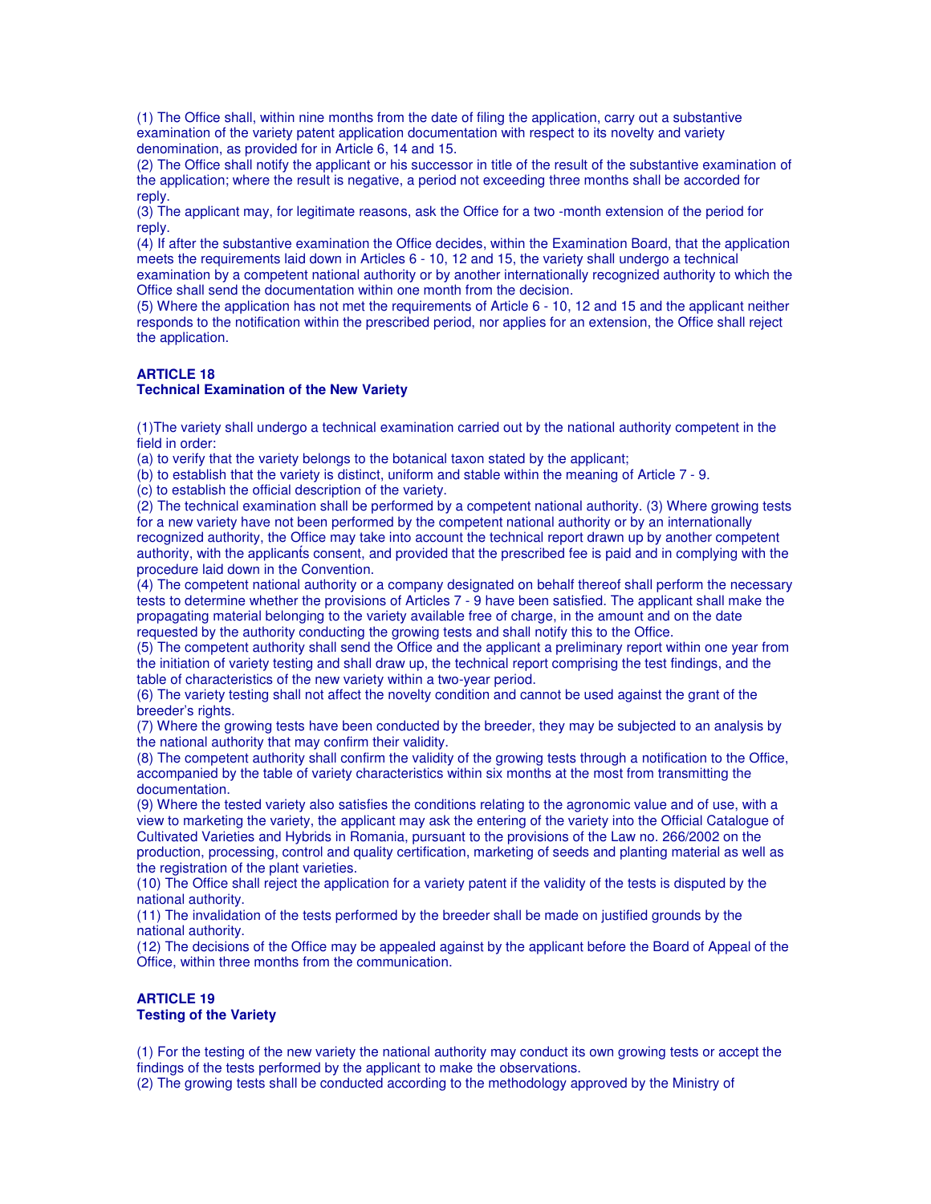(1) The Office shall, within nine months from the date of filing the application, carry out a substantive examination of the variety patent application documentation with respect to its novelty and variety denomination, as provided for in Article 6, 14 and 15.

(2) The Office shall notify the applicant or his successor in title of the result of the substantive examination of the application; where the result is negative, a period not exceeding three months shall be accorded for reply.

(3) The applicant may, for legitimate reasons, ask the Office for a two -month extension of the period for reply.

(4) If after the substantive examination the Office decides, within the Examination Board, that the application meets the requirements laid down in Articles 6 - 10, 12 and 15, the variety shall undergo a technical examination by a competent national authority or by another internationally recognized authority to which the Office shall send the documentation within one month from the decision.

(5) Where the application has not met the requirements of Article 6 - 10, 12 and 15 and the applicant neither responds to the notification within the prescribed period, nor applies for an extension, the Office shall reject the application.

**ARTICLE 18**
**Technical Examination of the New Variety**

(1)The variety shall undergo a technical examination carried out by the national authority competent in the field in order:

(a) to verify that the variety belongs to the botanical taxon stated by the applicant;

(b) to establish that the variety is distinct, uniform and stable within the meaning of Article 7 - 9.

(c) to establish the official description of the variety.

(2) The technical examination shall be performed by a competent national authority. (3) Where growing tests for a new variety have not been performed by the competent national authority or by an internationally recognized authority, the Office may take into account the technical report drawn up by another competent authority, with the applicant́s consent, and provided that the prescribed fee is paid and in complying with the procedure laid down in the Convention.

(4) The competent national authority or a company designated on behalf thereof shall perform the necessary tests to determine whether the provisions of Articles 7 - 9 have been satisfied. The applicant shall make the propagating material belonging to the variety available free of charge, in the amount and on the date requested by the authority conducting the growing tests and shall notify this to the Office.

(5) The competent authority shall send the Office and the applicant a preliminary report within one year from the initiation of variety testing and shall draw up, the technical report comprising the test findings, and the table of characteristics of the new variety within a two-year period.

(6) The variety testing shall not affect the novelty condition and cannot be used against the grant of the breeder's rights.

(7) Where the growing tests have been conducted by the breeder, they may be subjected to an analysis by the national authority that may confirm their validity.

(8) The competent authority shall confirm the validity of the growing tests through a notification to the Office, accompanied by the table of variety characteristics within six months at the most from transmitting the documentation.

(9) Where the tested variety also satisfies the conditions relating to the agronomic value and of use, with a view to marketing the variety, the applicant may ask the entering of the variety into the Official Catalogue of Cultivated Varieties and Hybrids in Romania, pursuant to the provisions of the Law no. 266/2002 on the production, processing, control and quality certification, marketing of seeds and planting material as well as the registration of the plant varieties.

(10) The Office shall reject the application for a variety patent if the validity of the tests is disputed by the national authority.

(11) The invalidation of the tests performed by the breeder shall be made on justified grounds by the national authority.

(12) The decisions of the Office may be appealed against by the applicant before the Board of Appeal of the Office, within three months from the communication.

**ARTICLE 19**
**Testing of the Variety**

(1) For the testing of the new variety the national authority may conduct its own growing tests or accept the findings of the tests performed by the applicant to make the observations.

(2) The growing tests shall be conducted according to the methodology approved by the Ministry of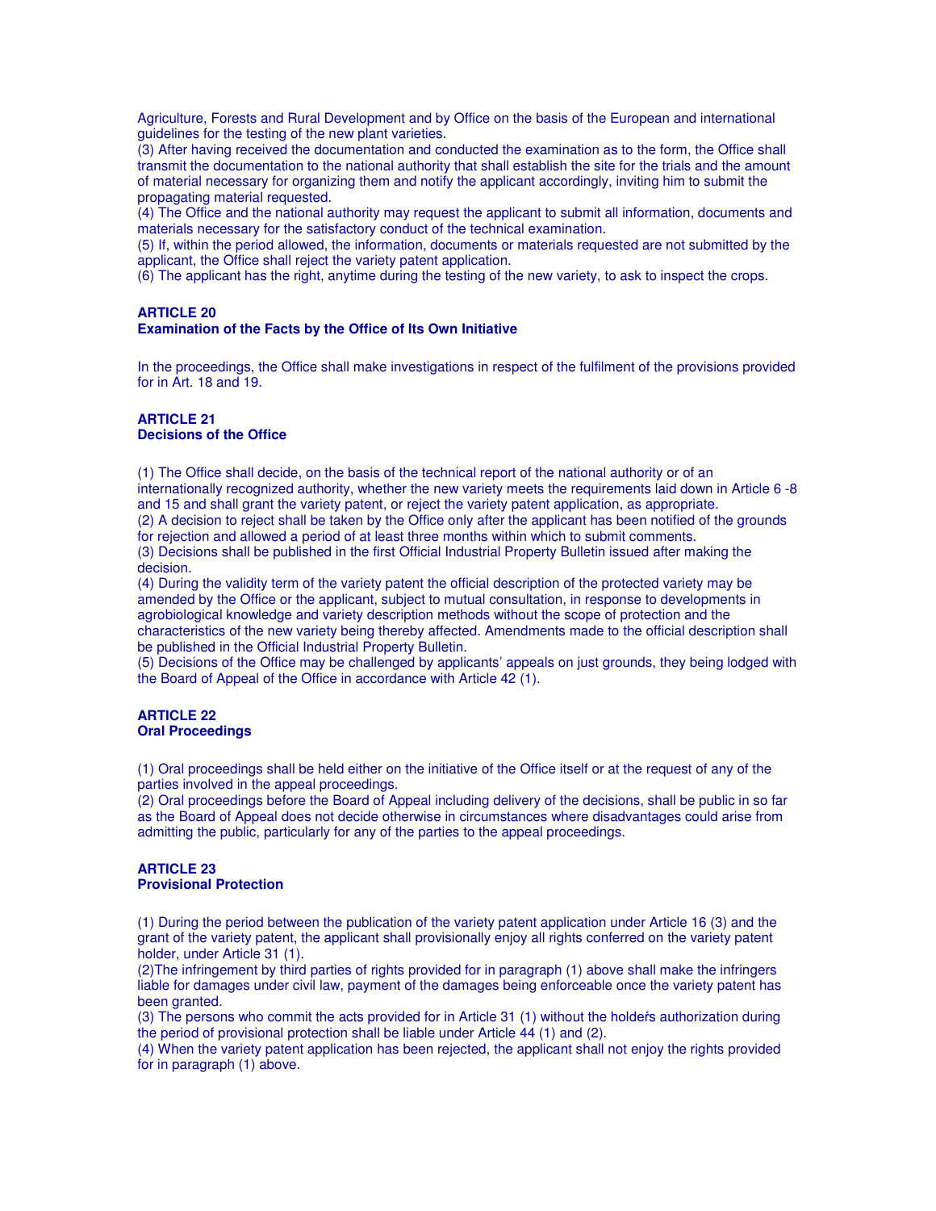Agriculture, Forests and Rural Development and by Office on the basis of the European and international guidelines for the testing of the new plant varieties.

(3) After having received the documentation and conducted the examination as to the form, the Office shall transmit the documentation to the national authority that shall establish the site for the trials and the amount of material necessary for organizing them and notify the applicant accordingly, inviting him to submit the propagating material requested.

(4) The Office and the national authority may request the applicant to submit all information, documents and materials necessary for the satisfactory conduct of the technical examination.

(5) If, within the period allowed, the information, documents or materials requested are not submitted by the applicant, the Office shall reject the variety patent application.

(6) The applicant has the right, anytime during the testing of the new variety, to ask to inspect the crops.

**ARTICLE 20**
**Examination of the Facts by the Office of Its Own Initiative**

In the proceedings, the Office shall make investigations in respect of the fulfilment of the provisions provided for in Art. 18 and 19.

**ARTICLE 21**
**Decisions of the Office**

(1) The Office shall decide, on the basis of the technical report of the national authority or of an internationally recognized authority, whether the new variety meets the requirements laid down in Article 6 -8 and 15 and shall grant the variety patent, or reject the variety patent application, as appropriate.

(2) A decision to reject shall be taken by the Office only after the applicant has been notified of the grounds for rejection and allowed a period of at least three months within which to submit comments.

(3) Decisions shall be published in the first Official Industrial Property Bulletin issued after making the decision.

(4) During the validity term of the variety patent the official description of the protected variety may be amended by the Office or the applicant, subject to mutual consultation, in response to developments in agrobiological knowledge and variety description methods without the scope of protection and the characteristics of the new variety being thereby affected. Amendments made to the official description shall be published in the Official Industrial Property Bulletin.

(5) Decisions of the Office may be challenged by applicants' appeals on just grounds, they being lodged with the Board of Appeal of the Office in accordance with Article 42 (1).

**ARTICLE 22**
**Oral Proceedings**

(1) Oral proceedings shall be held either on the initiative of the Office itself or at the request of any of the parties involved in the appeal proceedings.

(2) Oral proceedings before the Board of Appeal including delivery of the decisions, shall be public in so far as the Board of Appeal does not decide otherwise in circumstances where disadvantages could arise from admitting the public, particularly for any of the parties to the appeal proceedings.

**ARTICLE 23**
**Provisional Protection**

(1) During the period between the publication of the variety patent application under Article 16 (3) and the grant of the variety patent, the applicant shall provisionally enjoy all rights conferred on the variety patent holder, under Article 31 (1).

(2)The infringement by third parties of rights provided for in paragraph (1) above shall make the infringers liable for damages under civil law, payment of the damages being enforceable once the variety patent has been granted.

(3) The persons who commit the acts provided for in Article 31 (1) without the holder's authorization during the period of provisional protection shall be liable under Article 44 (1) and (2).

(4) When the variety patent application has been rejected, the applicant shall not enjoy the rights provided for in paragraph (1) above.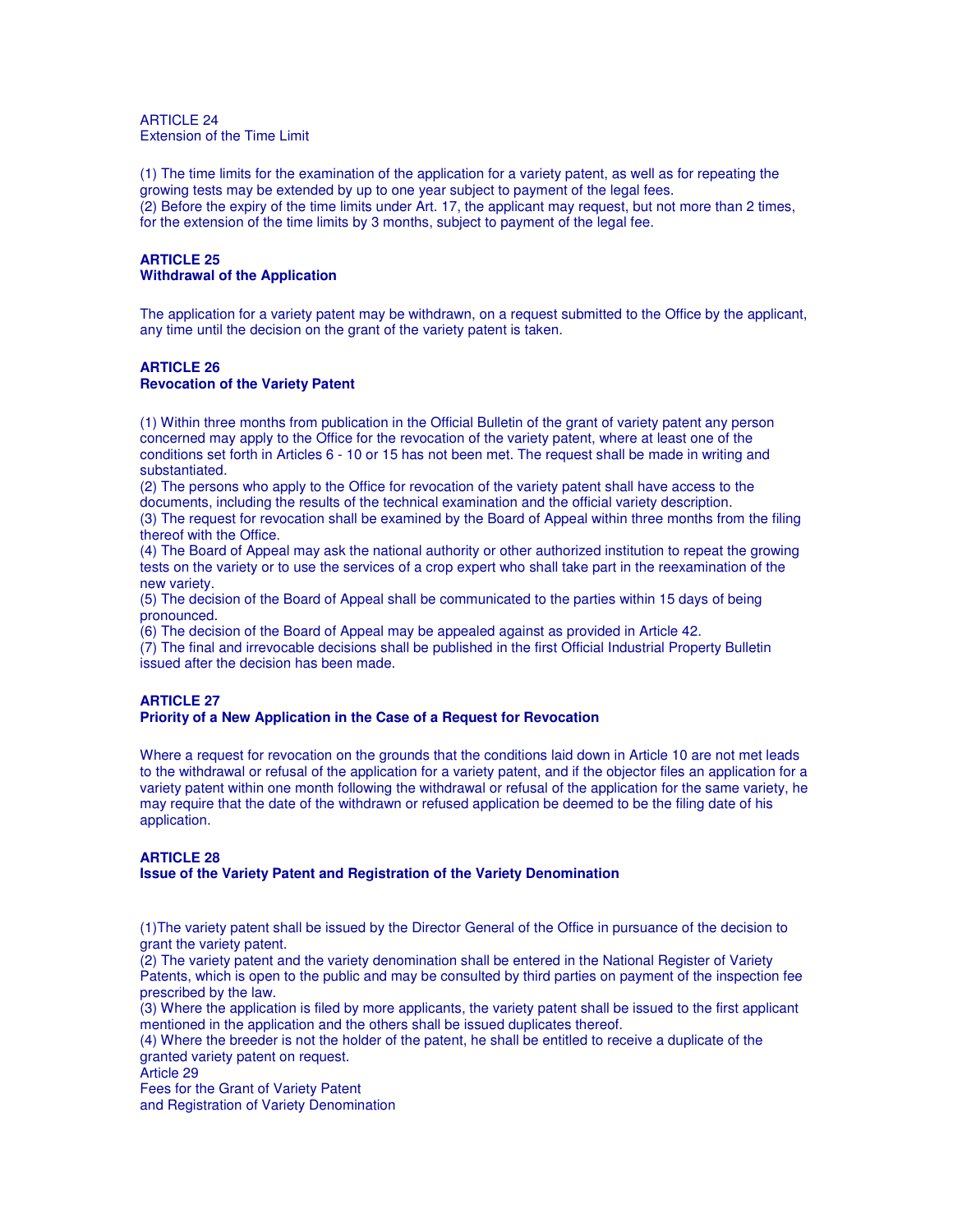ARTICLE 24
Extension of the Time Limit

(1) The time limits for the examination of the application for a variety patent, as well as for repeating the growing tests may be extended by up to one year subject to payment of the legal fees.
(2) Before the expiry of the time limits under Art. 17, the applicant may request, but not more than 2 times, for the extension of the time limits by 3 months, subject to payment of the legal fee.

**ARTICLE 25**
**Withdrawal of the Application**

The application for a variety patent may be withdrawn, on a request submitted to the Office by the applicant, any time until the decision on the grant of the variety patent is taken.

**ARTICLE 26**
**Revocation of the Variety Patent**

(1) Within three months from publication in the Official Bulletin of the grant of variety patent any person concerned may apply to the Office for the revocation of the variety patent, where at least one of the conditions set forth in Articles 6 - 10 or 15 has not been met. The request shall be made in writing and substantiated.
(2) The persons who apply to the Office for revocation of the variety patent shall have access to the documents, including the results of the technical examination and the official variety description.
(3) The request for revocation shall be examined by the Board of Appeal within three months from the filing thereof with the Office.
(4) The Board of Appeal may ask the national authority or other authorized institution to repeat the growing tests on the variety or to use the services of a crop expert who shall take part in the reexamination of the new variety.
(5) The decision of the Board of Appeal shall be communicated to the parties within 15 days of being pronounced.
(6) The decision of the Board of Appeal may be appealed against as provided in Article 42.
(7) The final and irrevocable decisions shall be published in the first Official Industrial Property Bulletin issued after the decision has been made.

**ARTICLE 27**
**Priority of a New Application in the Case of a Request for Revocation**

Where a request for revocation on the grounds that the conditions laid down in Article 10 are not met leads to the withdrawal or refusal of the application for a variety patent, and if the objector files an application for a variety patent within one month following the withdrawal or refusal of the application for the same variety, he may require that the date of the withdrawn or refused application be deemed to be the filing date of his application.

**ARTICLE 28**
**Issue of the Variety Patent and Registration of the Variety Denomination**

(1)The variety patent shall be issued by the Director General of the Office in pursuance of the decision to grant the variety patent.
(2) The variety patent and the variety denomination shall be entered in the National Register of Variety Patents, which is open to the public and may be consulted by third parties on payment of the inspection fee prescribed by the law.
(3) Where the application is filed by more applicants, the variety patent shall be issued to the first applicant mentioned in the application and the others shall be issued duplicates thereof.
(4) Where the breeder is not the holder of the patent, he shall be entitled to receive a duplicate of the granted variety patent on request.

Article 29
Fees for the Grant of Variety Patent
and Registration of Variety Denomination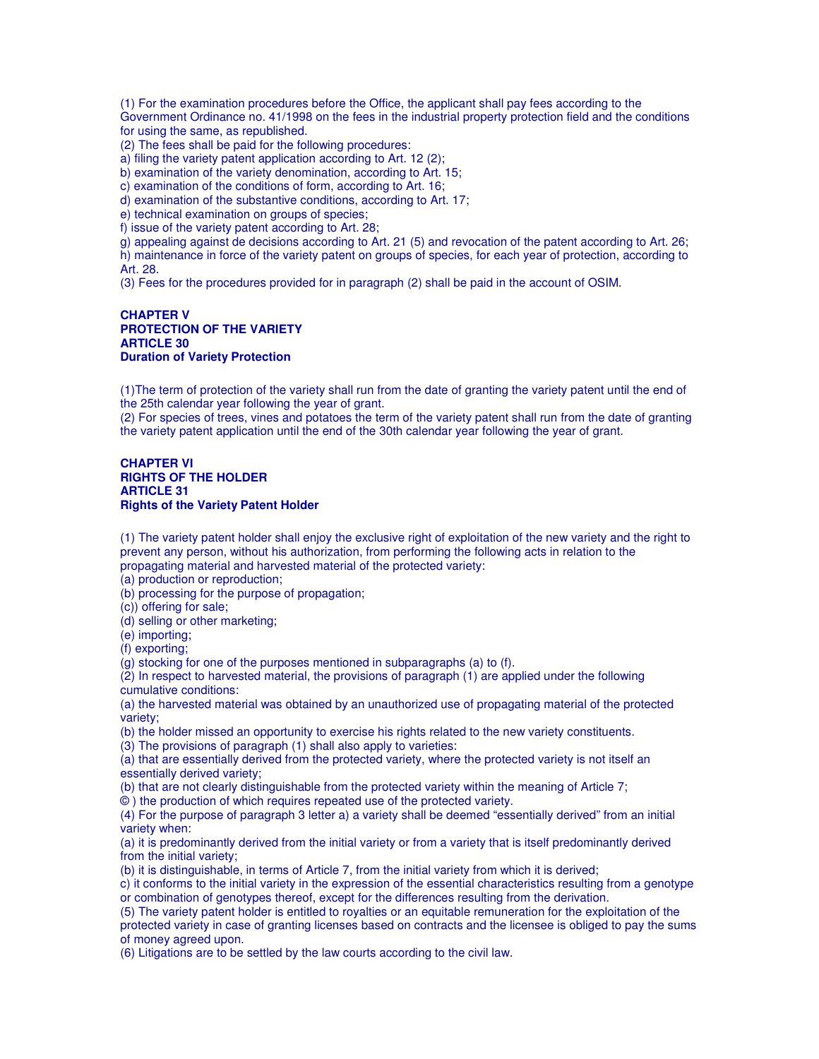(1) For the examination procedures before the Office, the applicant shall pay fees according to the Government Ordinance no. 41/1998 on the fees in the industrial property protection field and the conditions for using the same, as republished.

(2) The fees shall be paid for the following procedures:

a) filing the variety patent application according to Art. 12 (2);

b) examination of the variety denomination, according to Art. 15;

c) examination of the conditions of form, according to Art. 16;

d) examination of the substantive conditions, according to Art. 17;

e) technical examination on groups of species;

f) issue of the variety patent according to Art. 28;

g) appealing against de decisions according to Art. 21 (5) and revocation of the patent according to Art. 26;

h) maintenance in force of the variety patent on groups of species, for each year of protection, according to Art. 28.

(3) Fees for the procedures provided for in paragraph (2) shall be paid in the account of OSIM.

## CHAPTER V
## PROTECTION OF THE VARIETY
### ARTICLE 30
### Duration of Variety Protection

(1)The term of protection of the variety shall run from the date of granting the variety patent until the end of the 25th calendar year following the year of grant.

(2) For species of trees, vines and potatoes the term of the variety patent shall run from the date of granting the variety patent application until the end of the 30th calendar year following the year of grant.

## CHAPTER VI
## RIGHTS OF THE HOLDER
### ARTICLE 31
### Rights of the Variety Patent Holder

(1) The variety patent holder shall enjoy the exclusive right of exploitation of the new variety and the right to prevent any person, without his authorization, from performing the following acts in relation to the propagating material and harvested material of the protected variety:

(a) production or reproduction;

(b) processing for the purpose of propagation;

(c)) offering for sale;

(d) selling or other marketing;

(e) importing;

(f) exporting;

(g) stocking for one of the purposes mentioned in subparagraphs (a) to (f).

(2) In respect to harvested material, the provisions of paragraph (1) are applied under the following cumulative conditions:

(a) the harvested material was obtained by an unauthorized use of propagating material of the protected variety;

(b) the holder missed an opportunity to exercise his rights related to the new variety constituents.

(3) The provisions of paragraph (1) shall also apply to varieties:

(a) that are essentially derived from the protected variety, where the protected variety is not itself an essentially derived variety;

(b) that are not clearly distinguishable from the protected variety within the meaning of Article 7;

© ) the production of which requires repeated use of the protected variety.

(4) For the purpose of paragraph 3 letter a) a variety shall be deemed "essentially derived" from an initial variety when:

(a) it is predominantly derived from the initial variety or from a variety that is itself predominantly derived from the initial variety;

(b) it is distinguishable, in terms of Article 7, from the initial variety from which it is derived;

c) it conforms to the initial variety in the expression of the essential characteristics resulting from a genotype or combination of genotypes thereof, except for the differences resulting from the derivation.

(5) The variety patent holder is entitled to royalties or an equitable remuneration for the exploitation of the protected variety in case of granting licenses based on contracts and the licensee is obliged to pay the sums of money agreed upon.

(6) Litigations are to be settled by the law courts according to the civil law.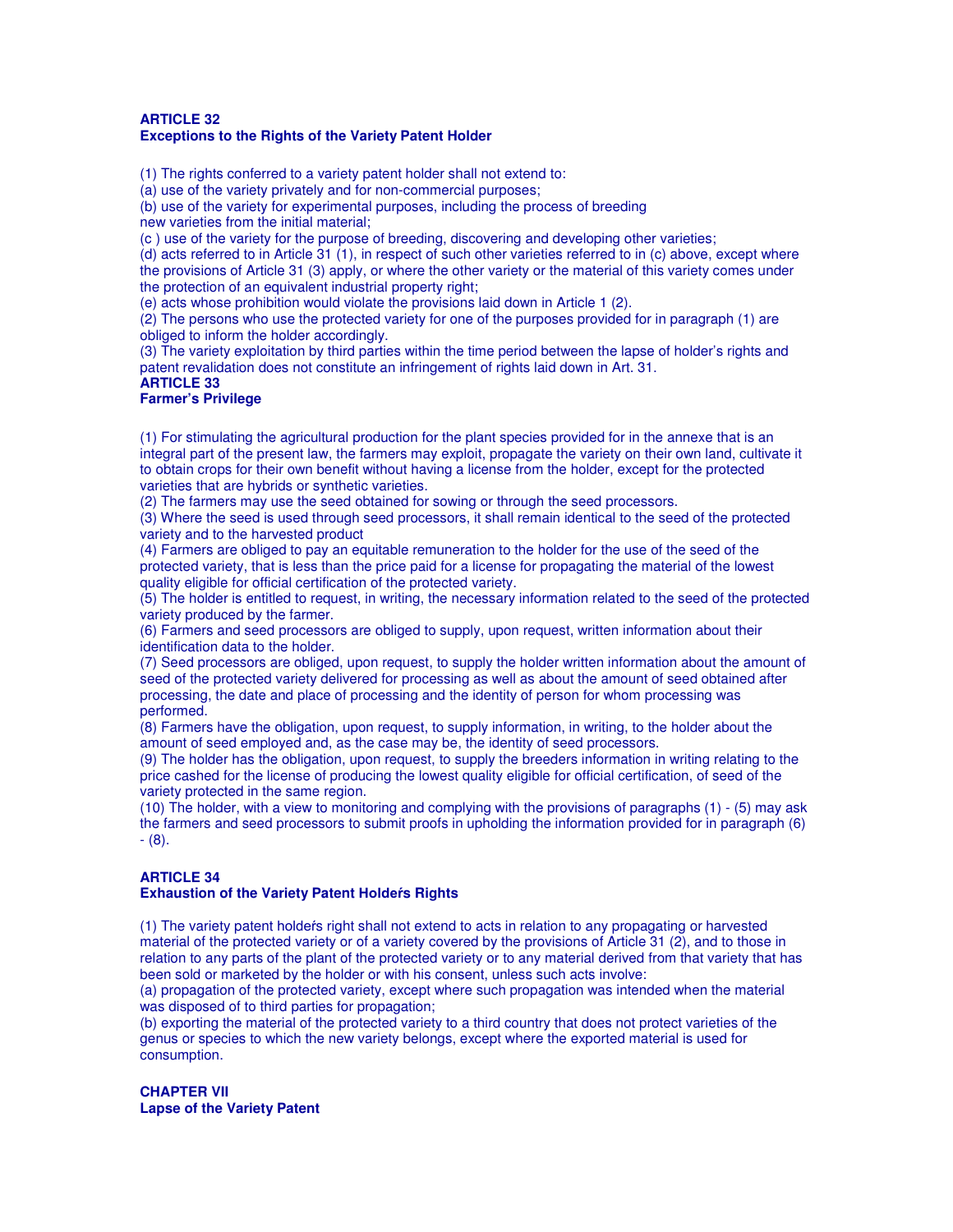**ARTICLE 32**
**Exceptions to the Rights of the Variety Patent Holder**

(1) The rights conferred to a variety patent holder shall not extend to:
(a) use of the variety privately and for non-commercial purposes;
(b) use of the variety for experimental purposes, including the process of breeding new varieties from the initial material;
(c ) use of the variety for the purpose of breeding, discovering and developing other varieties;
(d) acts referred to in Article 31 (1), in respect of such other varieties referred to in (c) above, except where the provisions of Article 31 (3) apply, or where the other variety or the material of this variety comes under the protection of an equivalent industrial property right;
(e) acts whose prohibition would violate the provisions laid down in Article 1 (2).
(2) The persons who use the protected variety for one of the purposes provided for in paragraph (1) are obliged to inform the holder accordingly.
(3) The variety exploitation by third parties within the time period between the lapse of holder's rights and patent revalidation does not constitute an infringement of rights laid down in Art. 31.

**ARTICLE 33**
**Farmer's Privilege**

(1) For stimulating the agricultural production for the plant species provided for in the annexe that is an integral part of the present law, the farmers may exploit, propagate the variety on their own land, cultivate it to obtain crops for their own benefit without having a license from the holder, except for the protected varieties that are hybrids or synthetic varieties.
(2) The farmers may use the seed obtained for sowing or through the seed processors.
(3) Where the seed is used through seed processors, it shall remain identical to the seed of the protected variety and to the harvested product
(4) Farmers are obliged to pay an equitable remuneration to the holder for the use of the seed of the protected variety, that is less than the price paid for a license for propagating the material of the lowest quality eligible for official certification of the protected variety.
(5) The holder is entitled to request, in writing, the necessary information related to the seed of the protected variety produced by the farmer.
(6) Farmers and seed processors are obliged to supply, upon request, written information about their identification data to the holder.
(7) Seed processors are obliged, upon request, to supply the holder written information about the amount of seed of the protected variety delivered for processing as well as about the amount of seed obtained after processing, the date and place of processing and the identity of person for whom processing was performed.
(8) Farmers have the obligation, upon request, to supply information, in writing, to the holder about the amount of seed employed and, as the case may be, the identity of seed processors.
(9) The holder has the obligation, upon request, to supply the breeders information in writing relating to the price cashed for the license of producing the lowest quality eligible for official certification, of seed of the variety protected in the same region.
(10) The holder, with a view to monitoring and complying with the provisions of paragraphs (1) - (5) may ask the farmers and seed processors to submit proofs in upholding the information provided for in paragraph (6) - (8).

**ARTICLE 34**
**Exhaustion of the Variety Patent Holder's Rights**

(1) The variety patent holder's right shall not extend to acts in relation to any propagating or harvested material of the protected variety or of a variety covered by the provisions of Article 31 (2), and to those in relation to any parts of the plant of the protected variety or to any material derived from that variety that has been sold or marketed by the holder or with his consent, unless such acts involve:
(a) propagation of the protected variety, except where such propagation was intended when the material was disposed of to third parties for propagation;
(b) exporting the material of the protected variety to a third country that does not protect varieties of the genus or species to which the new variety belongs, except where the exported material is used for consumption.

**CHAPTER VII**
**Lapse of the Variety Patent**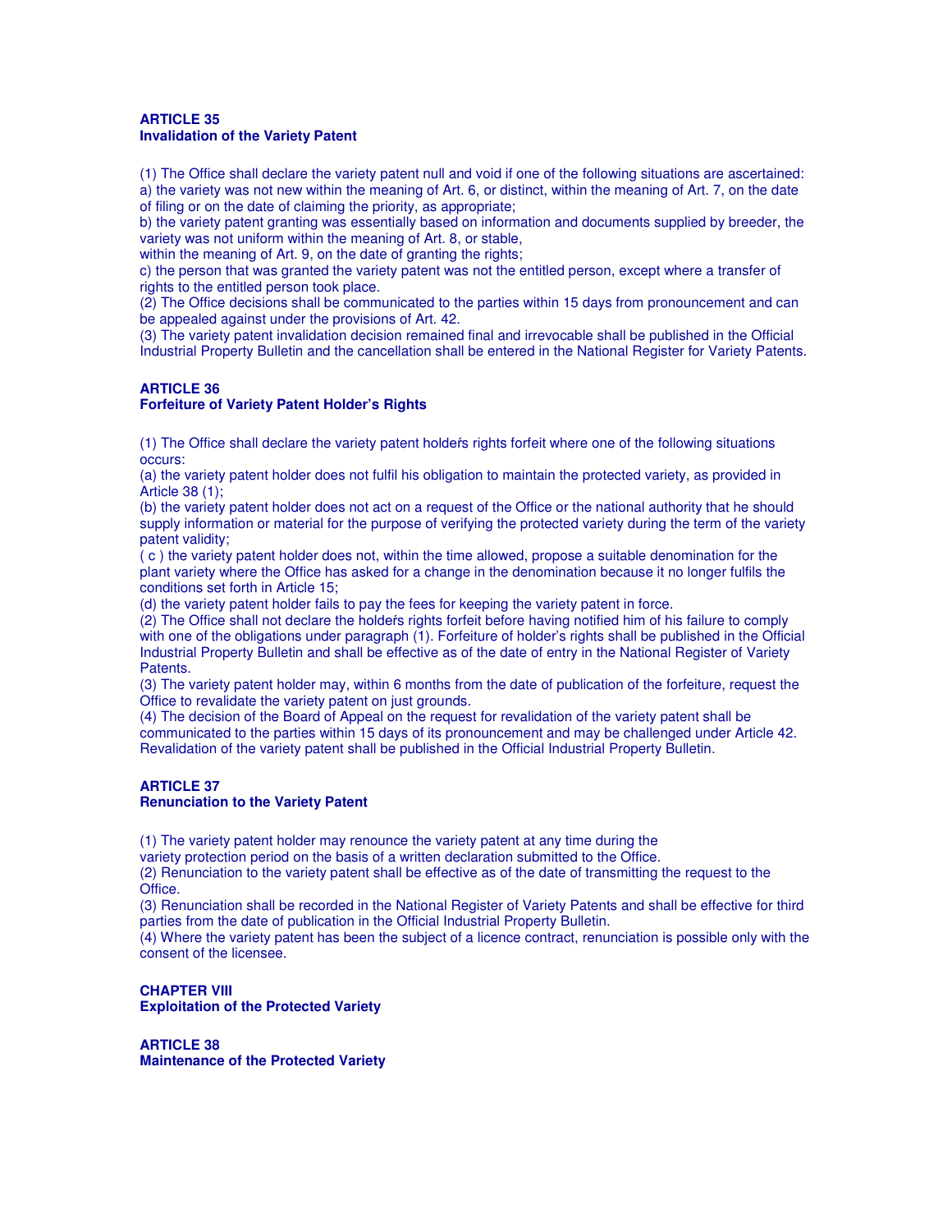**ARTICLE 35**
**Invalidation of the Variety Patent**

(1) The Office shall declare the variety patent null and void if one of the following situations are ascertained:
a) the variety was not new within the meaning of Art. 6, or distinct, within the meaning of Art. 7, on the date of filing or on the date of claiming the priority, as appropriate;
b) the variety patent granting was essentially based on information and documents supplied by breeder, the variety was not uniform within the meaning of Art. 8, or stable,
within the meaning of Art. 9, on the date of granting the rights;
c) the person that was granted the variety patent was not the entitled person, except where a transfer of rights to the entitled person took place.
(2) The Office decisions shall be communicated to the parties within 15 days from pronouncement and can be appealed against under the provisions of Art. 42.
(3) The variety patent invalidation decision remained final and irrevocable shall be published in the Official Industrial Property Bulletin and the cancellation shall be entered in the National Register for Variety Patents.

**ARTICLE 36**
**Forfeiture of Variety Patent Holder's Rights**

(1) The Office shall declare the variety patent holder's rights forfeit where one of the following situations occurs:
(a) the variety patent holder does not fulfil his obligation to maintain the protected variety, as provided in Article 38 (1);
(b) the variety patent holder does not act on a request of the Office or the national authority that he should supply information or material for the purpose of verifying the protected variety during the term of the variety patent validity;
( c ) the variety patent holder does not, within the time allowed, propose a suitable denomination for the plant variety where the Office has asked for a change in the denomination because it no longer fulfils the conditions set forth in Article 15;
(d) the variety patent holder fails to pay the fees for keeping the variety patent in force.
(2) The Office shall not declare the holder's rights forfeit before having notified him of his failure to comply with one of the obligations under paragraph (1). Forfeiture of holder's rights shall be published in the Official Industrial Property Bulletin and shall be effective as of the date of entry in the National Register of Variety Patents.
(3) The variety patent holder may, within 6 months from the date of publication of the forfeiture, request the Office to revalidate the variety patent on just grounds.
(4) The decision of the Board of Appeal on the request for revalidation of the variety patent shall be communicated to the parties within 15 days of its pronouncement and may be challenged under Article 42. Revalidation of the variety patent shall be published in the Official Industrial Property Bulletin.

**ARTICLE 37**
**Renunciation to the Variety Patent**

(1) The variety patent holder may renounce the variety patent at any time during the variety protection period on the basis of a written declaration submitted to the Office.
(2) Renunciation to the variety patent shall be effective as of the date of transmitting the request to the Office.
(3) Renunciation shall be recorded in the National Register of Variety Patents and shall be effective for third parties from the date of publication in the Official Industrial Property Bulletin.
(4) Where the variety patent has been the subject of a licence contract, renunciation is possible only with the consent of the licensee.

**CHAPTER VIII**
**Exploitation of the Protected Variety**

**ARTICLE 38**
**Maintenance of the Protected Variety**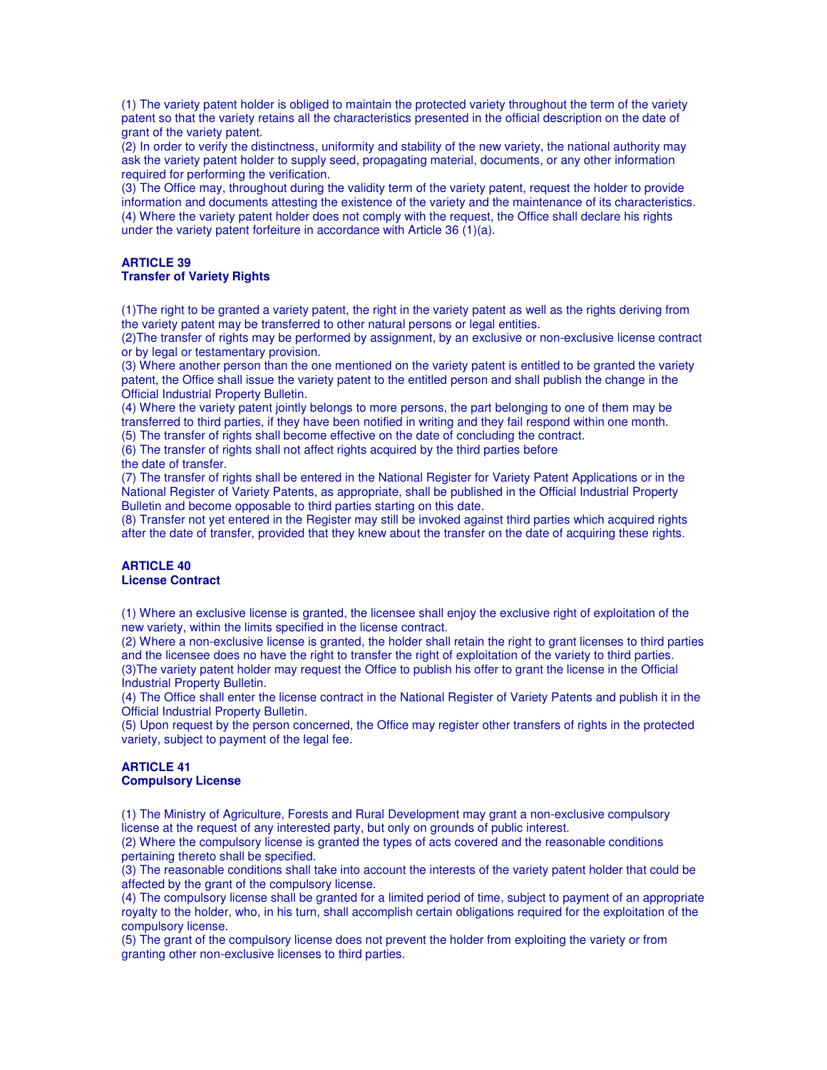(1) The variety patent holder is obliged to maintain the protected variety throughout the term of the variety patent so that the variety retains all the characteristics presented in the official description on the date of grant of the variety patent.
(2) In order to verify the distinctness, uniformity and stability of the new variety, the national authority may ask the variety patent holder to supply seed, propagating material, documents, or any other information required for performing the verification.
(3) The Office may, throughout during the validity term of the variety patent, request the holder to provide information and documents attesting the existence of the variety and the maintenance of its characteristics.
(4) Where the variety patent holder does not comply with the request, the Office shall declare his rights under the variety patent forfeiture in accordance with Article 36 (1)(a).

**ARTICLE 39**
**Transfer of Variety Rights**

(1)The right to be granted a variety patent, the right in the variety patent as well as the rights deriving from the variety patent may be transferred to other natural persons or legal entities.
(2)The transfer of rights may be performed by assignment, by an exclusive or non-exclusive license contract or by legal or testamentary provision.
(3) Where another person than the one mentioned on the variety patent is entitled to be granted the variety patent, the Office shall issue the variety patent to the entitled person and shall publish the change in the Official Industrial Property Bulletin.
(4) Where the variety patent jointly belongs to more persons, the part belonging to one of them may be transferred to third parties, if they have been notified in writing and they fail respond within one month.
(5) The transfer of rights shall become effective on the date of concluding the contract.
(6) The transfer of rights shall not affect rights acquired by the third parties before the date of transfer.
(7) The transfer of rights shall be entered in the National Register for Variety Patent Applications or in the National Register of Variety Patents, as appropriate, shall be published in the Official Industrial Property Bulletin and become opposable to third parties starting on this date.
(8) Transfer not yet entered in the Register may still be invoked against third parties which acquired rights after the date of transfer, provided that they knew about the transfer on the date of acquiring these rights.

**ARTICLE 40**
**License Contract**

(1) Where an exclusive license is granted, the licensee shall enjoy the exclusive right of exploitation of the new variety, within the limits specified in the license contract.
(2) Where a non-exclusive license is granted, the holder shall retain the right to grant licenses to third parties and the licensee does no have the right to transfer the right of exploitation of the variety to third parties.
(3)The variety patent holder may request the Office to publish his offer to grant the license in the Official Industrial Property Bulletin.
(4) The Office shall enter the license contract in the National Register of Variety Patents and publish it in the Official Industrial Property Bulletin.
(5) Upon request by the person concerned, the Office may register other transfers of rights in the protected variety, subject to payment of the legal fee.

**ARTICLE 41**
**Compulsory License**

(1) The Ministry of Agriculture, Forests and Rural Development may grant a non-exclusive compulsory license at the request of any interested party, but only on grounds of public interest.
(2) Where the compulsory license is granted the types of acts covered and the reasonable conditions pertaining thereto shall be specified.
(3) The reasonable conditions shall take into account the interests of the variety patent holder that could be affected by the grant of the compulsory license.
(4) The compulsory license shall be granted for a limited period of time, subject to payment of an appropriate royalty to the holder, who, in his turn, shall accomplish certain obligations required for the exploitation of the compulsory license.
(5) The grant of the compulsory license does not prevent the holder from exploiting the variety or from granting other non-exclusive licenses to third parties.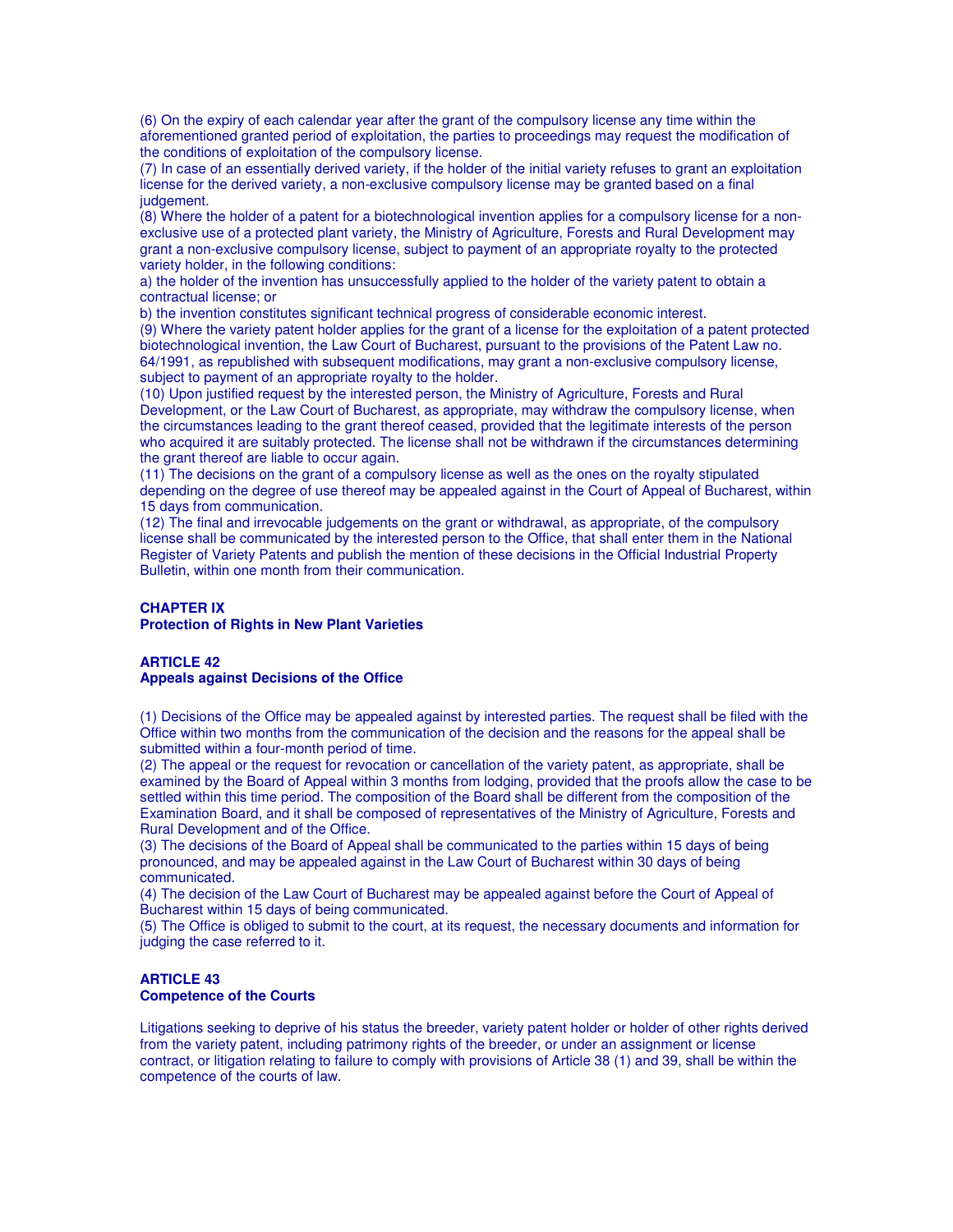(6) On the expiry of each calendar year after the grant of the compulsory license any time within the aforementioned granted period of exploitation, the parties to proceedings may request the modification of the conditions of exploitation of the compulsory license.

(7) In case of an essentially derived variety, if the holder of the initial variety refuses to grant an exploitation license for the derived variety, a non-exclusive compulsory license may be granted based on a final judgement.

(8) Where the holder of a patent for a biotechnological invention applies for a compulsory license for a non-exclusive use of a protected plant variety, the Ministry of Agriculture, Forests and Rural Development may grant a non-exclusive compulsory license, subject to payment of an appropriate royalty to the protected variety holder, in the following conditions:

a) the holder of the invention has unsuccessfully applied to the holder of the variety patent to obtain a contractual license; or

b) the invention constitutes significant technical progress of considerable economic interest.

(9) Where the variety patent holder applies for the grant of a license for the exploitation of a patent protected biotechnological invention, the Law Court of Bucharest, pursuant to the provisions of the Patent Law no. 64/1991, as republished with subsequent modifications, may grant a non-exclusive compulsory license, subject to payment of an appropriate royalty to the holder.

(10) Upon justified request by the interested person, the Ministry of Agriculture, Forests and Rural Development, or the Law Court of Bucharest, as appropriate, may withdraw the compulsory license, when the circumstances leading to the grant thereof ceased, provided that the legitimate interests of the person who acquired it are suitably protected. The license shall not be withdrawn if the circumstances determining the grant thereof are liable to occur again.

(11) The decisions on the grant of a compulsory license as well as the ones on the royalty stipulated depending on the degree of use thereof may be appealed against in the Court of Appeal of Bucharest, within 15 days from communication.

(12) The final and irrevocable judgements on the grant or withdrawal, as appropriate, of the compulsory license shall be communicated by the interested person to the Office, that shall enter them in the National Register of Variety Patents and publish the mention of these decisions in the Official Industrial Property Bulletin, within one month from their communication.

## CHAPTER IX
## Protection of Rights in New Plant Varieties

### ARTICLE 42
### Appeals against Decisions of the Office

(1) Decisions of the Office may be appealed against by interested parties. The request shall be filed with the Office within two months from the communication of the decision and the reasons for the appeal shall be submitted within a four-month period of time.

(2) The appeal or the request for revocation or cancellation of the variety patent, as appropriate, shall be examined by the Board of Appeal within 3 months from lodging, provided that the proofs allow the case to be settled within this time period. The composition of the Board shall be different from the composition of the Examination Board, and it shall be composed of representatives of the Ministry of Agriculture, Forests and Rural Development and of the Office.

(3) The decisions of the Board of Appeal shall be communicated to the parties within 15 days of being pronounced, and may be appealed against in the Law Court of Bucharest within 30 days of being communicated.

(4) The decision of the Law Court of Bucharest may be appealed against before the Court of Appeal of Bucharest within 15 days of being communicated.

(5) The Office is obliged to submit to the court, at its request, the necessary documents and information for judging the case referred to it.

### ARTICLE 43
### Competence of the Courts

Litigations seeking to deprive of his status the breeder, variety patent holder or holder of other rights derived from the variety patent, including patrimony rights of the breeder, or under an assignment or license contract, or litigation relating to failure to comply with provisions of Article 38 (1) and 39, shall be within the competence of the courts of law.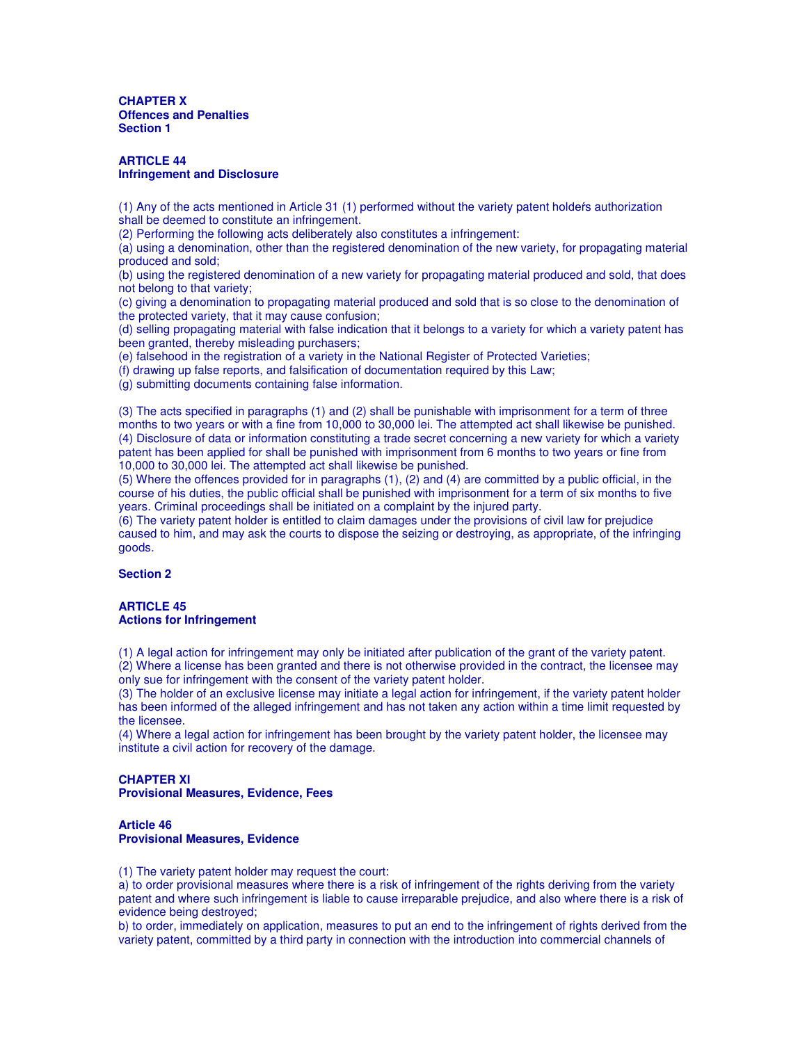## CHAPTER X
## Offences and Penalties
### Section 1

#### ARTICLE 44
#### Infringement and Disclosure

(1) Any of the acts mentioned in Article 31 (1) performed without the variety patent holder's authorization shall be deemed to constitute an infringement.
(2) Performing the following acts deliberately also constitutes a infringement:
(a) using a denomination, other than the registered denomination of the new variety, for propagating material produced and sold;
(b) using the registered denomination of a new variety for propagating material produced and sold, that does not belong to that variety;
(c) giving a denomination to propagating material produced and sold that is so close to the denomination of the protected variety, that it may cause confusion;
(d) selling propagating material with false indication that it belongs to a variety for which a variety patent has been granted, thereby misleading purchasers;
(e) falsehood in the registration of a variety in the National Register of Protected Varieties;
(f) drawing up false reports, and falsification of documentation required by this Law;
(g) submitting documents containing false information.

(3) The acts specified in paragraphs (1) and (2) shall be punishable with imprisonment for a term of three months to two years or with a fine from 10,000 to 30,000 lei. The attempted act shall likewise be punished.
(4) Disclosure of data or information constituting a trade secret concerning a new variety for which a variety patent has been applied for shall be punished with imprisonment from 6 months to two years or fine from 10,000 to 30,000 lei. The attempted act shall likewise be punished.
(5) Where the offences provided for in paragraphs (1), (2) and (4) are committed by a public official, in the course of his duties, the public official shall be punished with imprisonment for a term of six months to five years. Criminal proceedings shall be initiated on a complaint by the injured party.
(6) The variety patent holder is entitled to claim damages under the provisions of civil law for prejudice caused to him, and may ask the courts to dispose the seizing or destroying, as appropriate, of the infringing goods.

### Section 2

#### ARTICLE 45
#### Actions for Infringement

(1) A legal action for infringement may only be initiated after publication of the grant of the variety patent.
(2) Where a license has been granted and there is not otherwise provided in the contract, the licensee may only sue for infringement with the consent of the variety patent holder.
(3) The holder of an exclusive license may initiate a legal action for infringement, if the variety patent holder has been informed of the alleged infringement and has not taken any action within a time limit requested by the licensee.
(4) Where a legal action for infringement has been brought by the variety patent holder, the licensee may institute a civil action for recovery of the damage.

## CHAPTER XI
## Provisional Measures, Evidence, Fees

#### Article 46
#### Provisional Measures, Evidence

(1) The variety patent holder may request the court:
a) to order provisional measures where there is a risk of infringement of the rights deriving from the variety patent and where such infringement is liable to cause irreparable prejudice, and also where there is a risk of evidence being destroyed;
b) to order, immediately on application, measures to put an end to the infringement of rights derived from the variety patent, committed by a third party in connection with the introduction into commercial channels of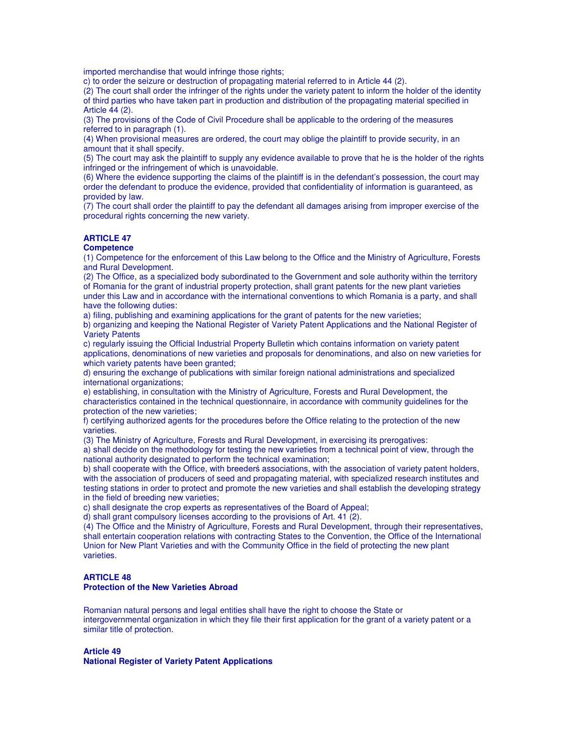imported merchandise that would infringe those rights;

c) to order the seizure or destruction of propagating material referred to in Article 44 (2).

(2) The court shall order the infringer of the rights under the variety patent to inform the holder of the identity of third parties who have taken part in production and distribution of the propagating material specified in Article 44 (2).

(3) The provisions of the Code of Civil Procedure shall be applicable to the ordering of the measures referred to in paragraph (1).

(4) When provisional measures are ordered, the court may oblige the plaintiff to provide security, in an amount that it shall specify.

(5) The court may ask the plaintiff to supply any evidence available to prove that he is the holder of the rights infringed or the infringement of which is unavoidable.

(6) Where the evidence supporting the claims of the plaintiff is in the defendant's possession, the court may order the defendant to produce the evidence, provided that confidentiality of information is guaranteed, as provided by law.

(7) The court shall order the plaintiff to pay the defendant all damages arising from improper exercise of the procedural rights concerning the new variety.

**ARTICLE 47**
**Competence**

(1) Competence for the enforcement of this Law belong to the Office and the Ministry of Agriculture, Forests and Rural Development.

(2) The Office, as a specialized body subordinated to the Government and sole authority within the territory of Romania for the grant of industrial property protection, shall grant patents for the new plant varieties under this Law and in accordance with the international conventions to which Romania is a party, and shall have the following duties:

a) filing, publishing and examining applications for the grant of patents for the new varieties;

b) organizing and keeping the National Register of Variety Patent Applications and the National Register of Variety Patents

c) regularly issuing the Official Industrial Property Bulletin which contains information on variety patent applications, denominations of new varieties and proposals for denominations, and also on new varieties for which variety patents have been granted;

d) ensuring the exchange of publications with similar foreign national administrations and specialized international organizations;

e) establishing, in consultation with the Ministry of Agriculture, Forests and Rural Development, the characteristics contained in the technical questionnaire, in accordance with community guidelines for the protection of the new varieties;

f) certifying authorized agents for the procedures before the Office relating to the protection of the new varieties.

(3) The Ministry of Agriculture, Forests and Rural Development, in exercising its prerogatives:

a) shall decide on the methodology for testing the new varieties from a technical point of view, through the national authority designated to perform the technical examination;

b) shall cooperate with the Office, with breederś associations, with the association of variety patent holders, with the association of producers of seed and propagating material, with specialized research institutes and testing stations in order to protect and promote the new varieties and shall establish the developing strategy in the field of breeding new varieties;

c) shall designate the crop experts as representatives of the Board of Appeal;

d) shall grant compulsory licenses according to the provisions of Art. 41 (2).

(4) The Office and the Ministry of Agriculture, Forests and Rural Development, through their representatives, shall entertain cooperation relations with contracting States to the Convention, the Office of the International Union for New Plant Varieties and with the Community Office in the field of protecting the new plant varieties.

**ARTICLE 48**
**Protection of the New Varieties Abroad**

Romanian natural persons and legal entities shall have the right to choose the State or intergovernmental organization in which they file their first application for the grant of a variety patent or a similar title of protection.

**Article 49**
**National Register of Variety Patent Applications**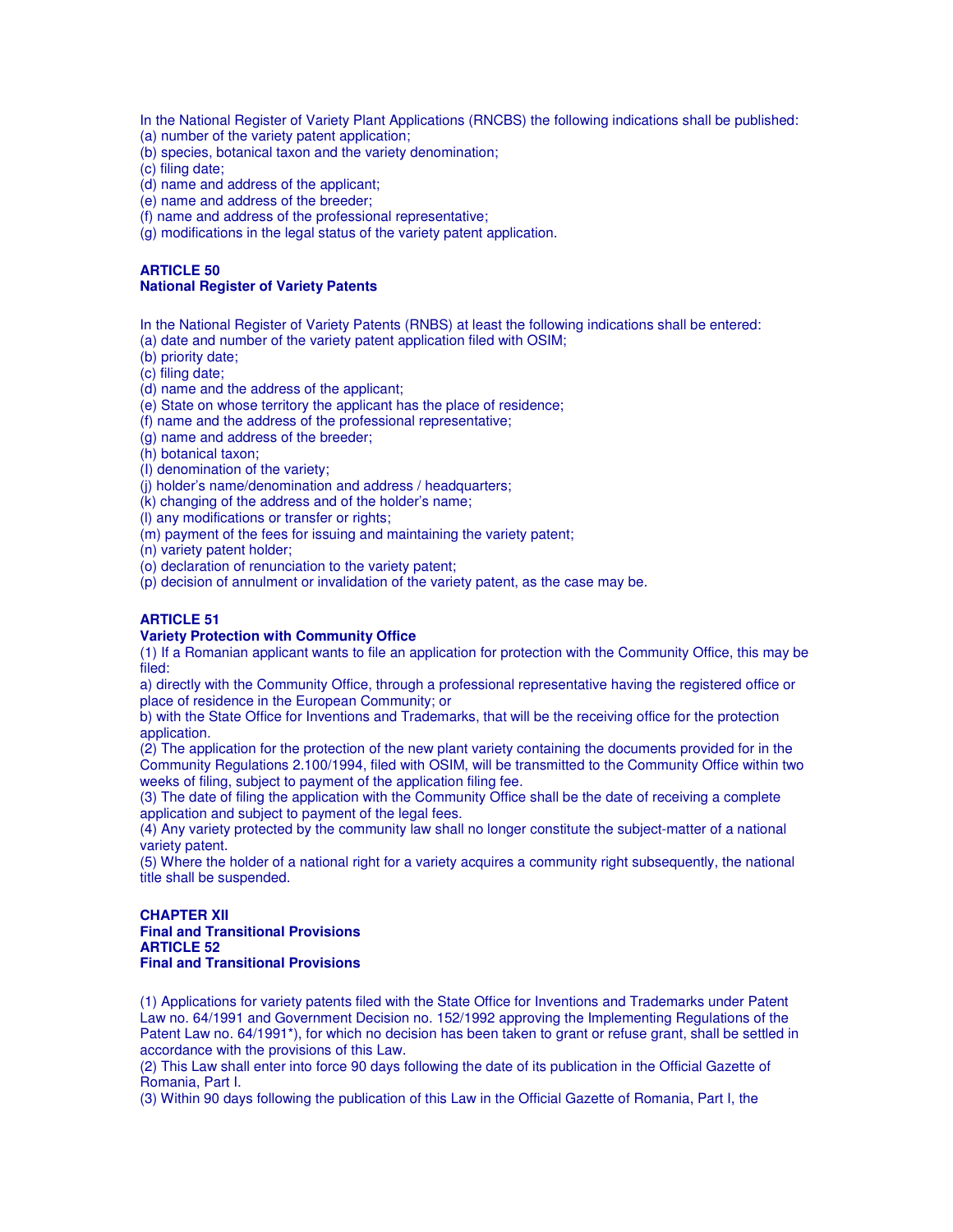In the National Register of Variety Plant Applications (RNCBS) the following indications shall be published:
(a) number of the variety patent application;
(b) species, botanical taxon and the variety denomination;
(c) filing date;
(d) name and address of the applicant;
(e) name and address of the breeder;
(f) name and address of the professional representative;
(g) modifications in the legal status of the variety patent application.

**ARTICLE 50**
**National Register of Variety Patents**

In the National Register of Variety Patents (RNBS) at least the following indications shall be entered:
(a) date and number of the variety patent application filed with OSIM;
(b) priority date;
(c) filing date;
(d) name and the address of the applicant;
(e) State on whose territory the applicant has the place of residence;
(f) name and the address of the professional representative;
(g) name and address of the breeder;
(h) botanical taxon;
(I) denomination of the variety;
(j) holder's name/denomination and address / headquarters;
(k) changing of the address and of the holder's name;
(l) any modifications or transfer or rights;
(m) payment of the fees for issuing and maintaining the variety patent;
(n) variety patent holder;
(o) declaration of renunciation to the variety patent;
(p) decision of annulment or invalidation of the variety patent, as the case may be.

**ARTICLE 51**
**Variety Protection with Community Office**
(1) If a Romanian applicant wants to file an application for protection with the Community Office, this may be filed:
a) directly with the Community Office, through a professional representative having the registered office or place of residence in the European Community; or
b) with the State Office for Inventions and Trademarks, that will be the receiving office for the protection application.
(2) The application for the protection of the new plant variety containing the documents provided for in the Community Regulations 2.100/1994, filed with OSIM, will be transmitted to the Community Office within two weeks of filing, subject to payment of the application filing fee.
(3) The date of filing the application with the Community Office shall be the date of receiving a complete application and subject to payment of the legal fees.
(4) Any variety protected by the community law shall no longer constitute the subject-matter of a national variety patent.
(5) Where the holder of a national right for a variety acquires a community right subsequently, the national title shall be suspended.

**CHAPTER XII**
**Final and Transitional Provisions**
**ARTICLE 52**
**Final and Transitional Provisions**

(1) Applications for variety patents filed with the State Office for Inventions and Trademarks under Patent Law no. 64/1991 and Government Decision no. 152/1992 approving the Implementing Regulations of the Patent Law no. 64/1991*), for which no decision has been taken to grant or refuse grant, shall be settled in accordance with the provisions of this Law.
(2) This Law shall enter into force 90 days following the date of its publication in the Official Gazette of Romania, Part I.
(3) Within 90 days following the publication of this Law in the Official Gazette of Romania, Part I, the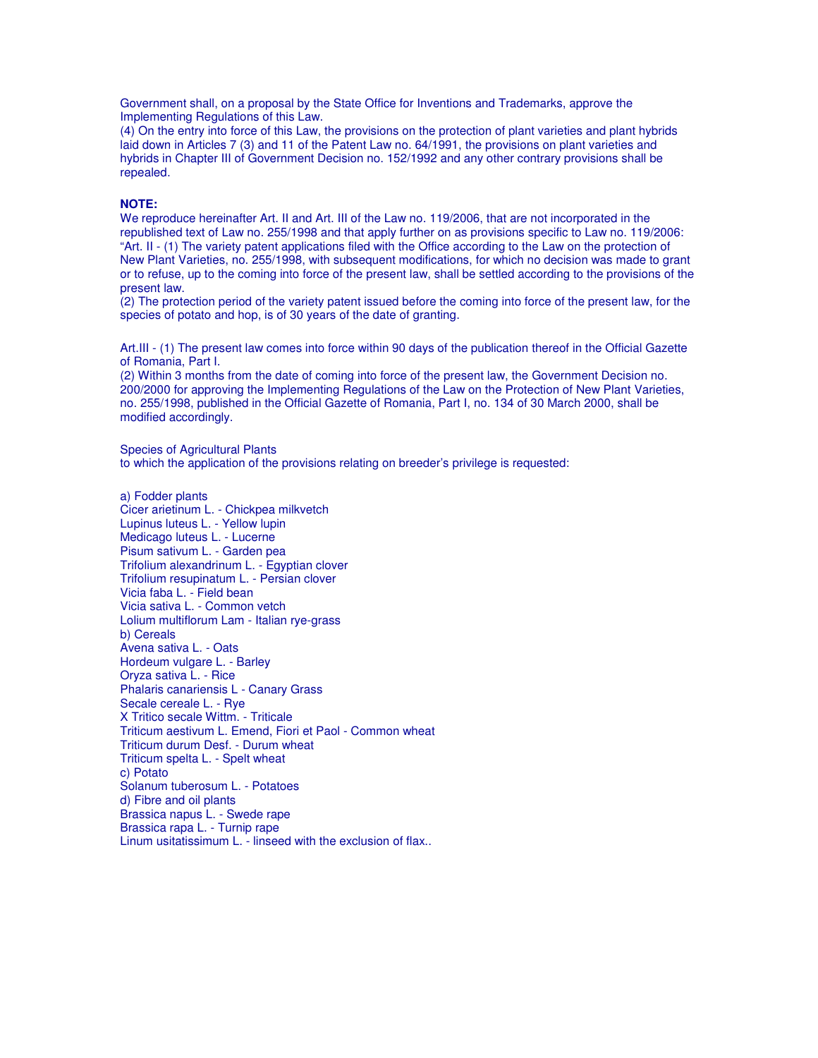Government shall, on a proposal by the State Office for Inventions and Trademarks, approve the Implementing Regulations of this Law.

(4) On the entry into force of this Law, the provisions on the protection of plant varieties and plant hybrids laid down in Articles 7 (3) and 11 of the Patent Law no. 64/1991, the provisions on plant varieties and hybrids in Chapter III of Government Decision no. 152/1992 and any other contrary provisions shall be repealed.

**NOTE:**

We reproduce hereinafter Art. II and Art. III of the Law no. 119/2006, that are not incorporated in the republished text of Law no. 255/1998 and that apply further on as provisions specific to Law no. 119/2006:

"Art. II - (1) The variety patent applications filed with the Office according to the Law on the protection of New Plant Varieties, no. 255/1998, with subsequent modifications, for which no decision was made to grant or to refuse, up to the coming into force of the present law, shall be settled according to the provisions of the present law.

(2) The protection period of the variety patent issued before the coming into force of the present law, for the species of potato and hop, is of 30 years of the date of granting.

Art.III - (1) The present law comes into force within 90 days of the publication thereof in the Official Gazette of Romania, Part I.

(2) Within 3 months from the date of coming into force of the present law, the Government Decision no. 200/2000 for approving the Implementing Regulations of the Law on the Protection of New Plant Varieties, no. 255/1998, published in the Official Gazette of Romania, Part I, no. 134 of 30 March 2000, shall be modified accordingly.

Species of Agricultural Plants
to which the application of the provisions relating on breeder's privilege is requested:

a) Fodder plants
Cicer arietinum L. - Chickpea milkvetch
Lupinus luteus L. - Yellow lupin
Medicago luteus L. - Lucerne
Pisum sativum L. - Garden pea
Trifolium alexandrinum L. - Egyptian clover
Trifolium resupinatum L. - Persian clover
Vicia faba L. - Field bean
Vicia sativa L. - Common vetch
Lolium multiflorum Lam - Italian rye-grass
b) Cereals
Avena sativa L. - Oats
Hordeum vulgare L. - Barley
Oryza sativa L. - Rice
Phalaris canariensis L - Canary Grass
Secale cereale L. - Rye
X Tritico secale Wittm. - Triticale
Triticum aestivum L. Emend, Fiori et Paol - Common wheat
Triticum durum Desf. - Durum wheat
Triticum spelta L. - Spelt wheat
c) Potato
Solanum tuberosum L. - Potatoes
d) Fibre and oil plants
Brassica napus L. - Swede rape
Brassica rapa L. - Turnip rape
Linum usitatissimum L. - linseed with the exclusion of flax..